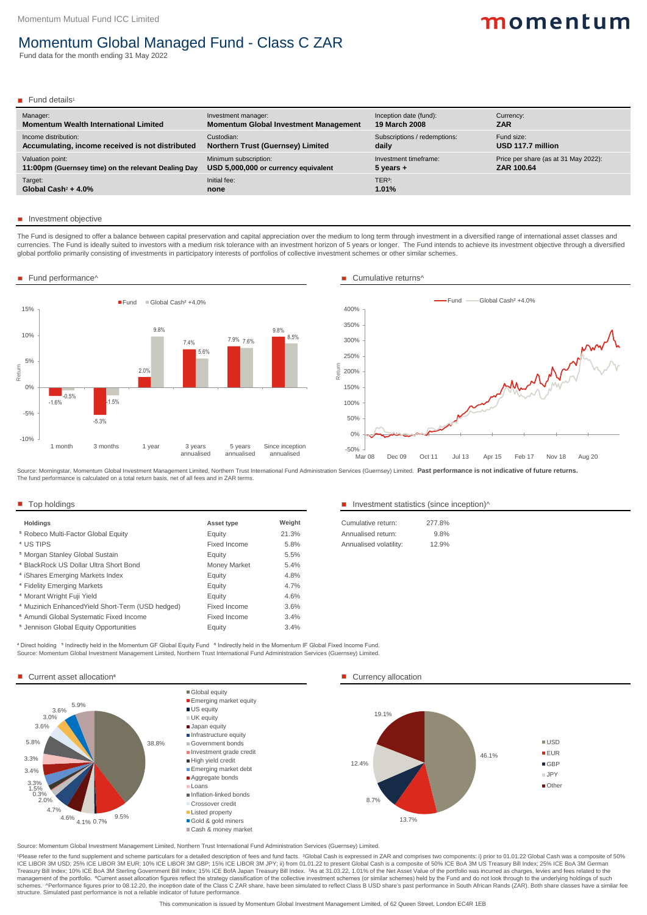Momentum Mutual Fund ICC Limited

momentum

# Momentum Global Managed Fund - Class C ZAR

Fund data for the month ending 31 May 2022

## Fund details[1]

| | | | |
|---|---|---|---|
| Manager: **Momentum Wealth International Limited** | Investment manager: **Momentum Global Investment Management** | Inception date (fund): **19 March 2008** | Currency: **ZAR** |
| Income distribution: **Accumulating, income received is not distributed** | Custodian: **Northern Trust (Guernsey) Limited** | Subscriptions / redemptions: **daily** | Fund size: **USD 117.7 million** |
| Valuation point: **11:00pm (Guernsey time) on the relevant Dealing Day** | Minimum subscription: **USD 5,000,000 or currency equivalent** | Investment timeframe: **5 years +** | Price per share (as at 31 May 2022): **ZAR 100.64** |
| Target: **Global Cash[2] + 4.0%** | Initial fee: **none** | TER[3]: **1.01%** | |

## Investment objective

The Fund is designed to offer a balance between capital preservation and capital appreciation over the medium to long term through investment in a diversified range of international asset classes and currencies. The Fund is ideally suited to investors with a medium risk tolerance with an investment horizon of 5 years or longer. The Fund intends to achieve its investment objective through a diversified global portfolio primarily consisting of investments in participatory interests of portfolios of collective investment schemes or other similar schemes.

## Fund performance^

Fund | Global Cash[2] +4.0%

Return

15% 10% 5% 0% -5% -10%

1 month: -1.6% | -0.5%
3 months: -5.3% | -1.5%
1 year: 2.0% | 9.8%
3 years annualised: 7.4% | 5.6%
5 years annualised: 7.9% | 7.6%
Since inception annualised: 9.8% | 8.5%

## Cumulative returns^

Fund | Global Cash[2] +4.0%

Return

400% 350% 300% 250% 200% 150% 100% 50% 0% -50%

Mar 08 Dec 09 Oct 11 Jul 13 Apr 15 Feb 17 Nov 18 Aug 20

Source: Morningstar, Momentum Global Investment Management Limited, Northern Trust International Fund Administration Services (Guernsey) Limited. **Past performance is not indicative of future returns.**
The fund performance is calculated on a total return basis, net of all fees and in ZAR terms.

## Top holdings

| Holdings | Asset type | Weight |
|---|---|---|
| [5] Robeco Multi-Factor Global Equity | Equity | 21.3% |
| [4] US TIPS | Fixed Income | 5.8% |
| [5] Morgan Stanley Global Sustain | Equity | 5.5% |
| [4] BlackRock US Dollar Ultra Short Bond | Money Market | 5.4% |
| [4] iShares Emerging Markets Index | Equity | 4.8% |
| [4] Fidelity Emerging Markets | Equity | 4.7% |
| [4] Morant Wright Fuji Yield | Equity | 4.6% |
| [4] Muzinich EnhancedYield Short-Term (USD hedged) | Fixed Income | 3.6% |
| [6] Amundi Global Systematic Fixed Income | Fixed Income | 3.4% |
| [5] Jennison Global Equity Opportunities | Equity | 3.4% |

[4] Direct holding [5] Indirectly held in the Momentum GF Global Equity Fund [6] Indirectly held in the Momentum IF Global Fixed Income Fund.
Source: Momentum Global Investment Management Limited, Northern Trust International Fund Administration Services (Guernsey) Limited.

## Investment statistics (since inception)^

| | |
|---|---|
| Cumulative return: | 277.8% |
| Annualised return: | 9.8% |
| Annualised volatility: | 12.9% |

## Current asset allocation[6]

38.8% 9.5% 0.7% 4.1% 4.6% 4.7% 2.0% 0.3% 1.5% 3.3% 3.4% 3.3% 5.8% 3.6% 3.0% 3.6% 5.9%

Global equity
Emerging market equity
US equity
UK equity
Japan equity
Infrastructure equity
Government bonds
Investment grade credit
High yield credit
Emerging market debt
Aggregate bonds
Loans
Inflation-linked bonds
Crossover credit
Listed property
Gold & gold miners
Cash & money market

## Currency allocation

46.1% 13.7% 8.7% 12.4% 19.1%

USD
EUR
GBP
JPY
Other

Source: Momentum Global Investment Management Limited, Northern Trust International Fund Administration Services (Guernsey) Limited.

[1]Please refer to the fund supplement and scheme particulars for a detailed description of fees and fund facts. [2]Global Cash is expressed in ZAR and comprises two components: i) prior to 01.01.22 Global Cash was a composite of 50% ICE LIBOR 3M USD; 25% ICE LIBOR 3M EUR; 10% ICE LIBOR 3M GBP; 15% ICE LIBOR 3M JPY; ii) from 01.01.22 to present Global Cash is a composite of 50% ICE BoA 3M US Treasury Bill Index; 25% ICE BoA 3M German Treasury Bill Index; 10% ICE BoA 3M Sterling Government Bill Index; 15% ICE BofA Japan Treasury Bill Index. [3]As at 31.03.22, 1.01% of the Net Asset Value of the portfolio was incurred as charges, levies and fees related to the management of the portfolio. [6]Current asset allocation figures reflect the strategy classification of the collective investment schemes (or similar schemes) held by the Fund and do not look through to the underlying holdings of such schemes. ^Performance figures prior to 08.12.20, the inception date of the Class C ZAR share, have been simulated to reflect Class B USD share's past performance in South African Rands (ZAR). Both share classes have a similar fee structure. Simulated past performance is not a reliable indicator of future performance.

This communication is issued by Momentum Global Investment Management Limited, of 62 Queen Street, London EC4R 1EB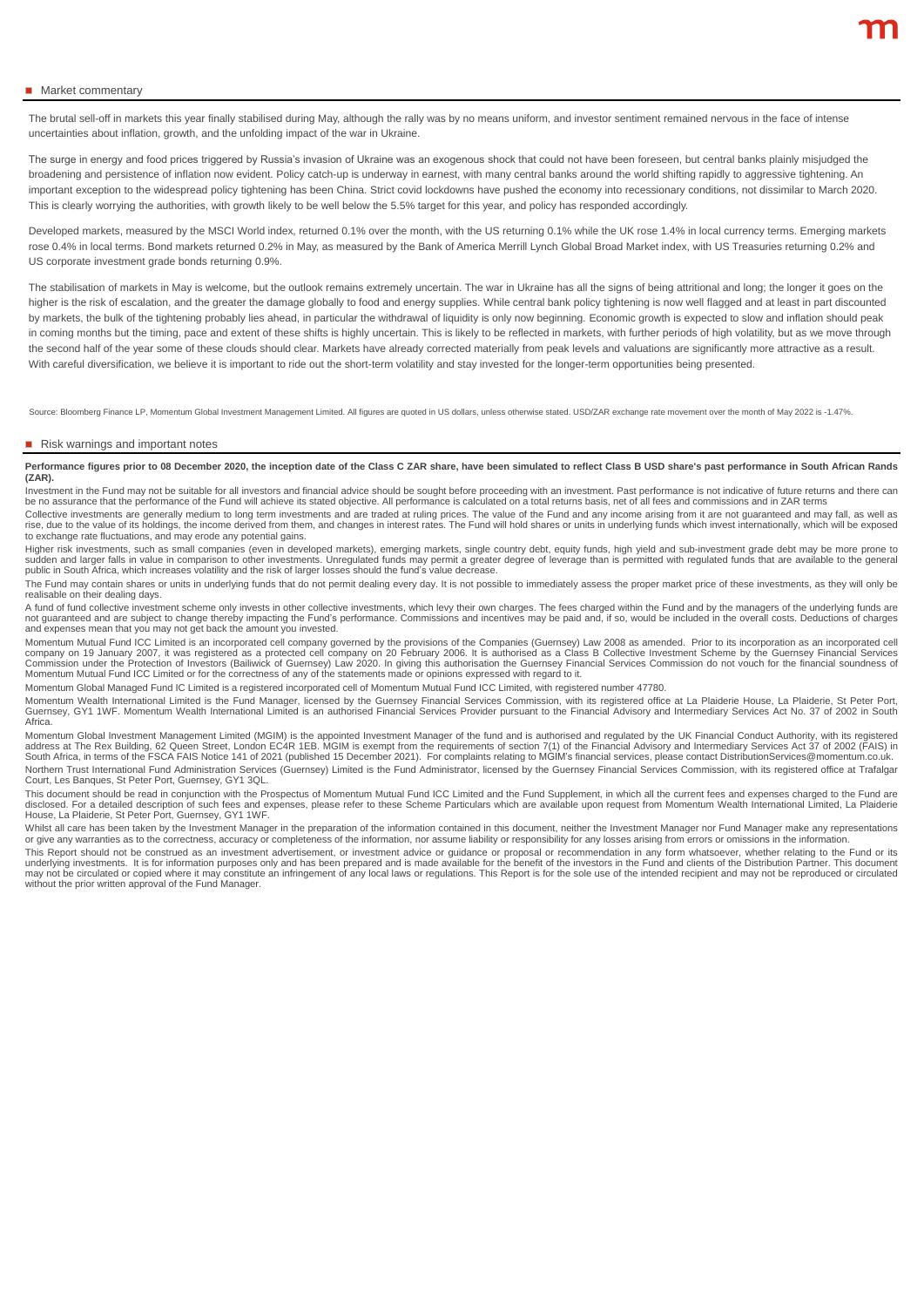## Market commentary

The brutal sell-off in markets this year finally stabilised during May, although the rally was by no means uniform, and investor sentiment remained nervous in the face of intense uncertainties about inflation, growth, and the unfolding impact of the war in Ukraine.

The surge in energy and food prices triggered by Russia's invasion of Ukraine was an exogenous shock that could not have been foreseen, but central banks plainly misjudged the broadening and persistence of inflation now evident. Policy catch-up is underway in earnest, with many central banks around the world shifting rapidly to aggressive tightening. An important exception to the widespread policy tightening has been China. Strict covid lockdowns have pushed the economy into recessionary conditions, not dissimilar to March 2020. This is clearly worrying the authorities, with growth likely to be well below the 5.5% target for this year, and policy has responded accordingly.

Developed markets, measured by the MSCI World index, returned 0.1% over the month, with the US returning 0.1% while the UK rose 1.4% in local currency terms. Emerging markets rose 0.4% in local terms. Bond markets returned 0.2% in May, as measured by the Bank of America Merrill Lynch Global Broad Market index, with US Treasuries returning 0.2% and US corporate investment grade bonds returning 0.9%.

The stabilisation of markets in May is welcome, but the outlook remains extremely uncertain. The war in Ukraine has all the signs of being attritional and long; the longer it goes on the higher is the risk of escalation, and the greater the damage globally to food and energy supplies. While central bank policy tightening is now well flagged and at least in part discounted by markets, the bulk of the tightening probably lies ahead, in particular the withdrawal of liquidity is only now beginning. Economic growth is expected to slow and inflation should peak in coming months but the timing, pace and extent of these shifts is highly uncertain. This is likely to be reflected in markets, with further periods of high volatility, but as we move through the second half of the year some of these clouds should clear. Markets have already corrected materially from peak levels and valuations are significantly more attractive as a result. With careful diversification, we believe it is important to ride out the short-term volatility and stay invested for the longer-term opportunities being presented.

Source: Bloomberg Finance LP, Momentum Global Investment Management Limited. All figures are quoted in US dollars, unless otherwise stated. USD/ZAR exchange rate movement over the month of May 2022 is -1.47%.

## Risk warnings and important notes

**Performance figures prior to 08 December 2020, the inception date of the Class C ZAR share, have been simulated to reflect Class B USD share's past performance in South African Rands (ZAR).**

Investment in the Fund may not be suitable for all investors and financial advice should be sought before proceeding with an investment. Past performance is not indicative of future returns and there can be no assurance that the performance of the Fund will achieve its stated objective. All performance is calculated on a total returns basis, net of all fees and commissions and in ZAR terms

Collective investments are generally medium to long term investments and are traded at ruling prices. The value of the Fund and any income arising from it are not guaranteed and may fall, as well as rise, due to the value of its holdings, the income derived from them, and changes in interest rates. The Fund will hold shares or units in underlying funds which invest internationally, which will be exposed to exchange rate fluctuations, and may erode any potential gains.

Higher risk investments, such as small companies (even in developed markets), emerging markets, single country debt, equity funds, high yield and sub-investment grade debt may be more prone to sudden and larger falls in value in comparison to other investments. Unregulated funds may permit a greater degree of leverage than is permitted with regulated funds that are available to the general public in South Africa, which increases volatility and the risk of larger losses should the fund's value decrease.

The Fund may contain shares or units in underlying funds that do not permit dealing every day. It is not possible to immediately assess the proper market price of these investments, as they will only be realisable on their dealing days.

A fund of fund collective investment scheme only invests in other collective investments, which levy their own charges. The fees charged within the Fund and by the managers of the underlying funds are not guaranteed and are subject to change thereby impacting the Fund's performance. Commissions and incentives may be paid and, if so, would be included in the overall costs. Deductions of charges and expenses mean that you may not get back the amount you invested.

Momentum Mutual Fund ICC Limited is an incorporated cell company governed by the provisions of the Companies (Guernsey) Law 2008 as amended. Prior to its incorporation as an incorporated cell company on 19 January 2007, it was registered as a protected cell company on 20 February 2006. It is authorised as a Class B Collective Investment Scheme by the Guernsey Financial Services Commission under the Protection of Investors (Bailiwick of Guernsey) Law 2020. In giving this authorisation the Guernsey Financial Services Commission do not vouch for the financial soundness of Momentum Mutual Fund ICC Limited or for the correctness of any of the statements made or opinions expressed with regard to it.

Momentum Global Managed Fund IC Limited is a registered incorporated cell of Momentum Mutual Fund ICC Limited, with registered number 47780.

Momentum Wealth International Limited is the Fund Manager, licensed by the Guernsey Financial Services Commission, with its registered office at La Plaiderie House, La Plaiderie, St Peter Port, Guernsey, GY1 1WF. Momentum Wealth International Limited is an authorised Financial Services Provider pursuant to the Financial Advisory and Intermediary Services Act No. 37 of 2002 in South Africa.

Momentum Global Investment Management Limited (MGIM) is the appointed Investment Manager of the fund and is authorised and regulated by the UK Financial Conduct Authority, with its registered address at The Rex Building, 62 Queen Street, London EC4R 1EB. MGIM is exempt from the requirements of section 7(1) of the Financial Advisory and Intermediary Services Act 37 of 2002 (FAIS) in South Africa, in terms of the FSCA FAIS Notice 141 of 2021 (published 15 December 2021). For complaints relating to MGIM's financial services, please contact DistributionServices@momentum.co.uk.

Northern Trust International Fund Administration Services (Guernsey) Limited is the Fund Administrator, licensed by the Guernsey Financial Services Commission, with its registered office at Trafalgar Court, Les Banques, St Peter Port, Guernsey, GY1 3QL.

This document should be read in conjunction with the Prospectus of Momentum Mutual Fund ICC Limited and the Fund Supplement, in which all the current fees and expenses charged to the Fund are disclosed. For a detailed description of such fees and expenses, please refer to these Scheme Particulars which are available upon request from Momentum Wealth International Limited, La Plaiderie House, La Plaiderie, St Peter Port, Guernsey, GY1 1WF.

Whilst all care has been taken by the Investment Manager in the preparation of the information contained in this document, neither the Investment Manager nor Fund Manager make any representations or give any warranties as to the correctness, accuracy or completeness of the information, nor assume liability or responsibility for any losses arising from errors or omissions in the information.

This Report should not be construed as an investment advertisement, or investment advice or guidance or proposal or recommendation in any form whatsoever, whether relating to the Fund or its underlying investments. It is for information purposes only and has been prepared and is made available for the benefit of the investors in the Fund and clients of the Distribution Partner. This document may not be circulated or copied where it may constitute an infringement of any local laws or regulations. This Report is for the sole use of the intended recipient and may not be reproduced or circulated without the prior written approval of the Fund Manager.